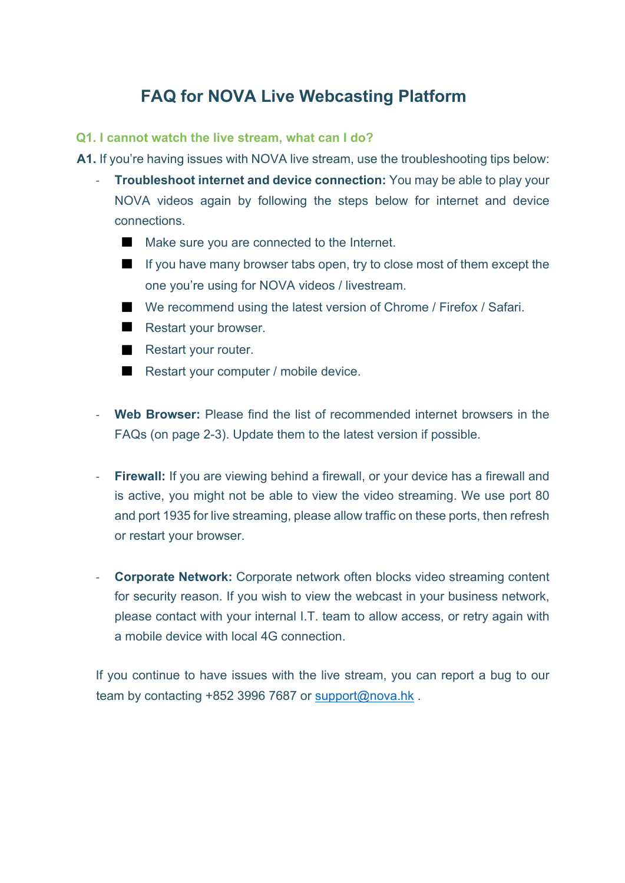# FAQ for NOVA Live Webcasting Platform

### Q1. I cannot watch the live stream, what can I do?

**A1.** If you're having issues with NOVA live stream, use the troubleshooting tips below:

- **Troubleshoot internet and device connection:** You may be able to play your NOVA videos again by following the steps below for internet and device connections.
  - Make sure you are connected to the Internet.
  - If you have many browser tabs open, try to close most of them except the one you're using for NOVA videos / livestream.
  - We recommend using the latest version of Chrome / Firefox / Safari.
  - Restart your browser.
  - Restart your router.
  - Restart your computer / mobile device.

- **Web Browser:** Please find the list of recommended internet browsers in the FAQs (on page 2-3). Update them to the latest version if possible.

- **Firewall:** If you are viewing behind a firewall, or your device has a firewall and is active, you might not be able to view the video streaming. We use port 80 and port 1935 for live streaming, please allow traffic on these ports, then refresh or restart your browser.

- **Corporate Network:** Corporate network often blocks video streaming content for security reason. If you wish to view the webcast in your business network, please contact with your internal I.T. team to allow access, or retry again with a mobile device with local 4G connection.

If you continue to have issues with the live stream, you can report a bug to our team by contacting +852 3996 7687 or support@nova.hk .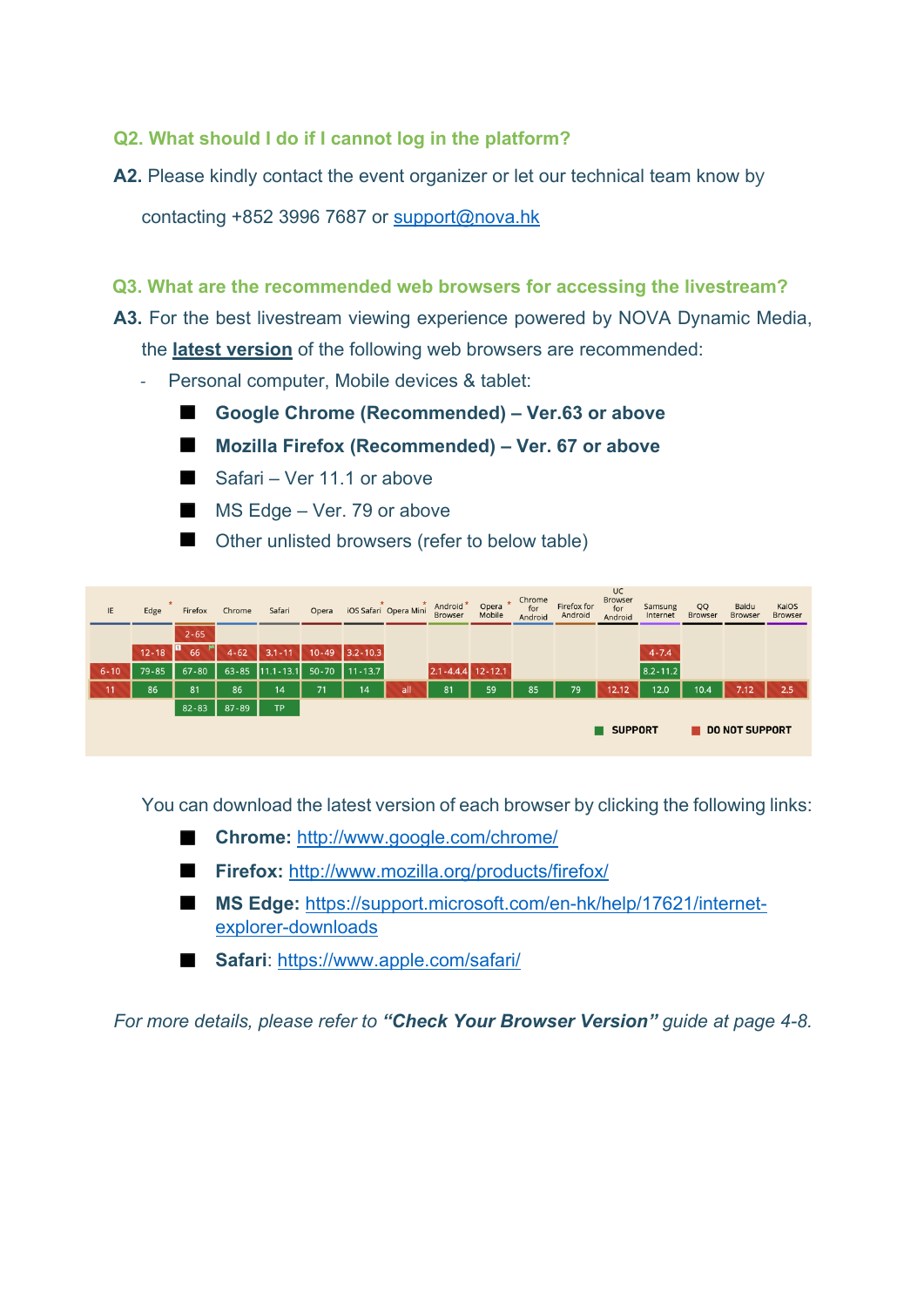**Q2. What should I do if I cannot log in the platform?**

**A2.** Please kindly contact the event organizer or let our technical team know by contacting +852 3996 7687 or support@nova.hk

**Q3. What are the recommended web browsers for accessing the livestream?**

**A3.** For the best livestream viewing experience powered by NOVA Dynamic Media, the **latest version** of the following web browsers are recommended:

- Personal computer, Mobile devices & tablet:
  - **Google Chrome (Recommended) – Ver.63 or above**
  - **Mozilla Firefox (Recommended) – Ver. 67 or above**
  - Safari – Ver 11.1 or above
  - MS Edge – Ver. 79 or above
  - Other unlisted browsers (refer to below table)

| IE | Edge * | Firefox | Chrome | Safari | Opera | iOS Safari * | Opera Mini * | Android Browser * | Opera Mobile * | Chrome for Android | Firefox for Android | UC Browser for Android | Samsung Internet | QQ Browser | Baidu Browser | KaiOS Browser |
|---|---|---|---|---|---|---|---|---|---|---|---|---|---|---|---|---|
| | | 2-65 | | | | | | | | | | | | | | |
| | 12-18 | 66 | 4-62 | 3.1-11 | 10-49 | 3.2-10.3 | | | | | | | 4-7.4 | | | |
| 6-10 | 79-85 | 67-80 | 63-85 | 11.1-13.1 | 50-70 | 11-13.7 | | 2.1-4.4.4 | 12-12.1 | | | | 8.2-11.2 | | | |
| 11 | 86 | 81 | 86 | 14 | 71 | 14 | all | 81 | 59 | 85 | 79 | 12.12 | 12.0 | 10.4 | 7.12 | 2.5 |
| | | 82-83 | 87-89 | TP | | | | | | | | | | | | |

SUPPORT    DO NOT SUPPORT

You can download the latest version of each browser by clicking the following links:

- **Chrome:** http://www.google.com/chrome/
- **Firefox:** http://www.mozilla.org/products/firefox/
- **MS Edge:** https://support.microsoft.com/en-hk/help/17621/internet-explorer-downloads
- **Safari**: https://www.apple.com/safari/

*For more details, please refer to **"Check Your Browser Version"** guide at page 4-8.*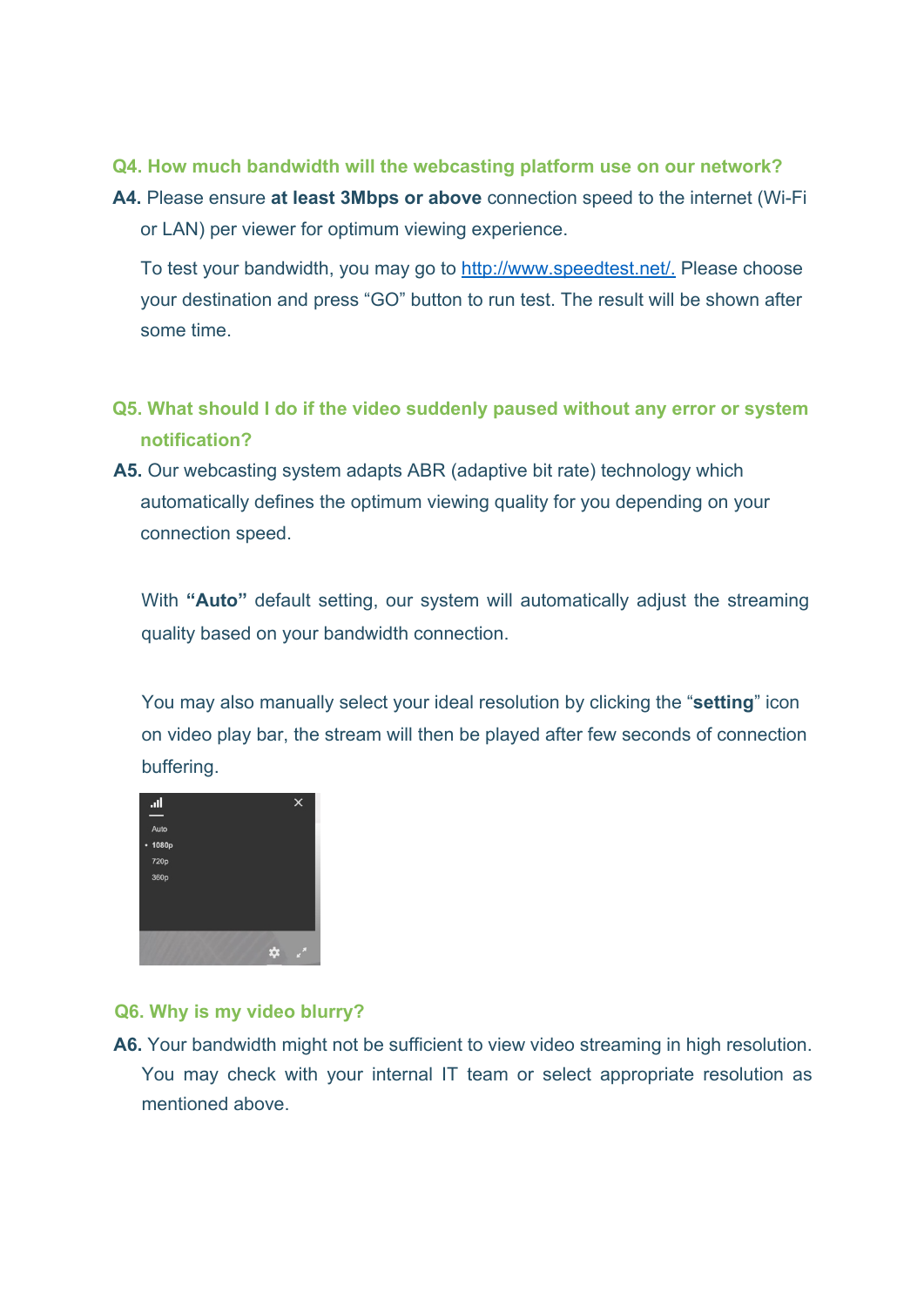**Q4. How much bandwidth will the webcasting platform use on our network?**

**A4.** Please ensure **at least 3Mbps or above** connection speed to the internet (Wi-Fi or LAN) per viewer for optimum viewing experience.

To test your bandwidth, you may go to http://www.speedtest.net/. Please choose your destination and press "GO" button to run test. The result will be shown after some time.

**Q5. What should I do if the video suddenly paused without any error or system notification?**

**A5.** Our webcasting system adapts ABR (adaptive bit rate) technology which automatically defines the optimum viewing quality for you depending on your connection speed.

With **"Auto"** default setting, our system will automatically adjust the streaming quality based on your bandwidth connection.

You may also manually select your ideal resolution by clicking the "**setting**" icon on video play bar, the stream will then be played after few seconds of connection buffering.

**Q6. Why is my video blurry?**

**A6.** Your bandwidth might not be sufficient to view video streaming in high resolution. You may check with your internal IT team or select appropriate resolution as mentioned above.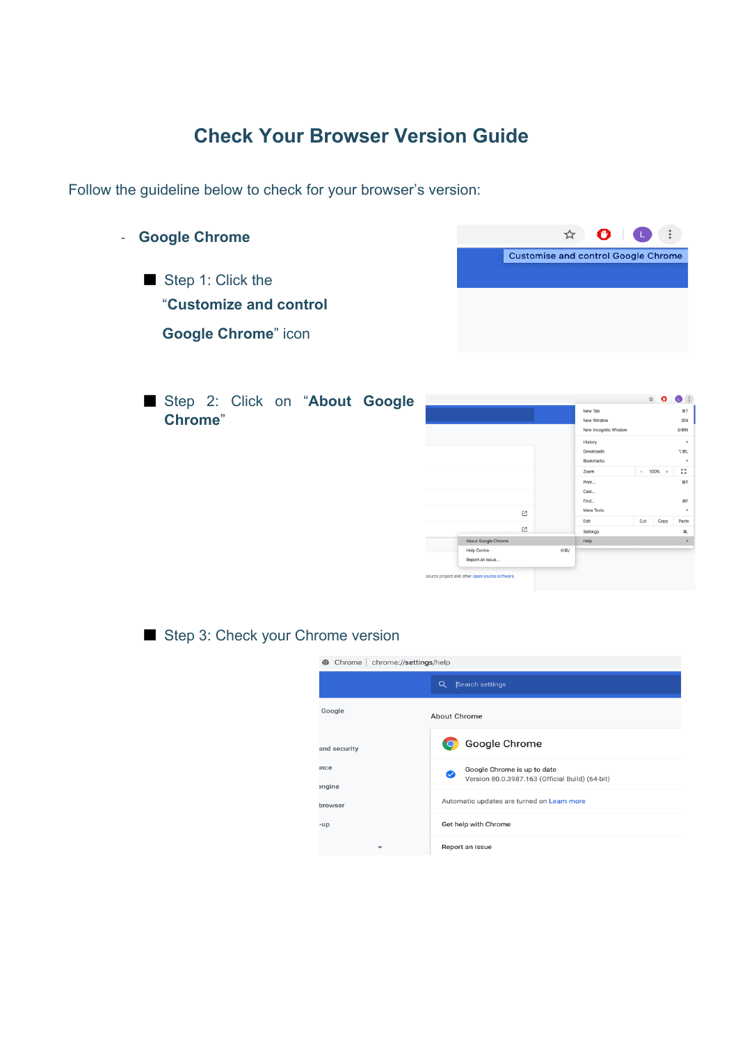# Check Your Browser Version Guide

Follow the guideline below to check for your browser's version:

- **Google Chrome**

  - Step 1: Click the "**Customize and control Google Chrome**" icon

  - Step 2: Click on "**About Google Chrome**"

  - Step 3: Check your Chrome version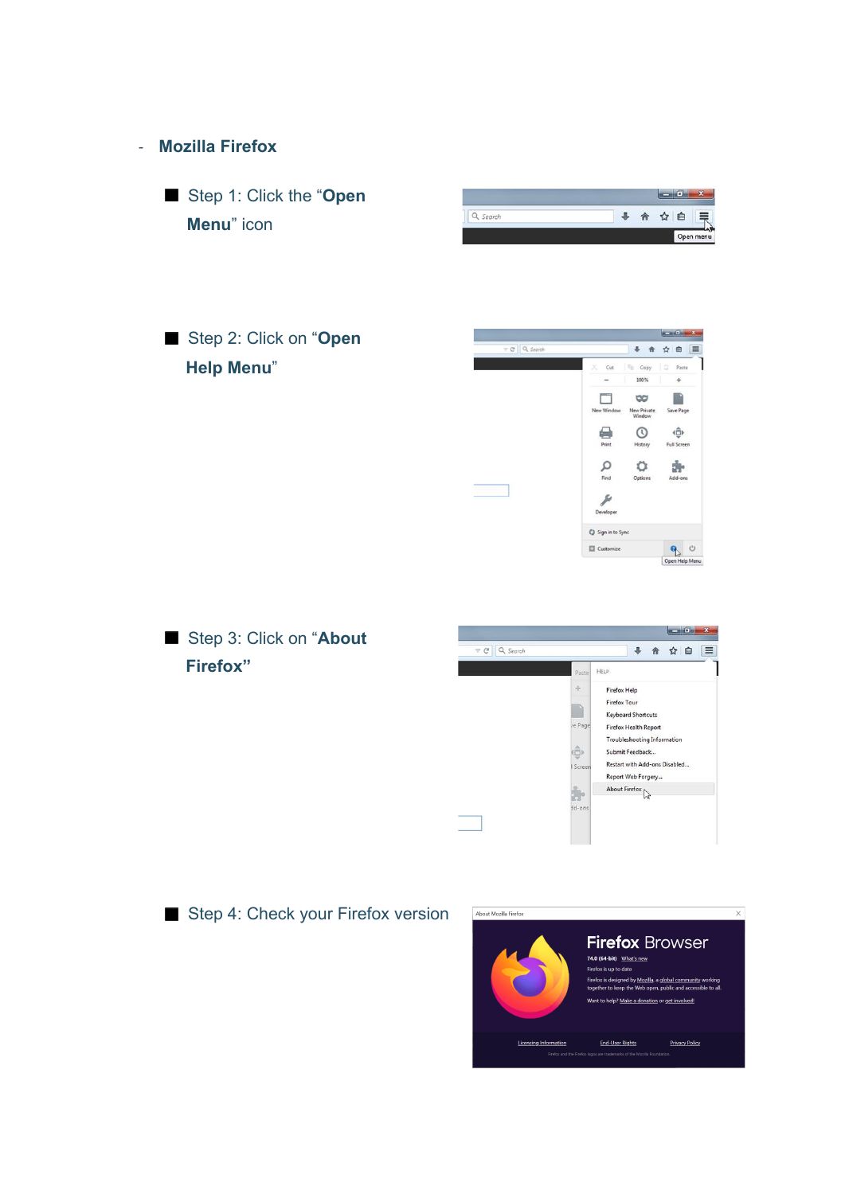- **Mozilla Firefox**

  - Step 1: Click the "**Open Menu**" icon

  - Step 2: Click on "**Open Help Menu**"

  - Step 3: Click on "**About Firefox**"

  - Step 4: Check your Firefox version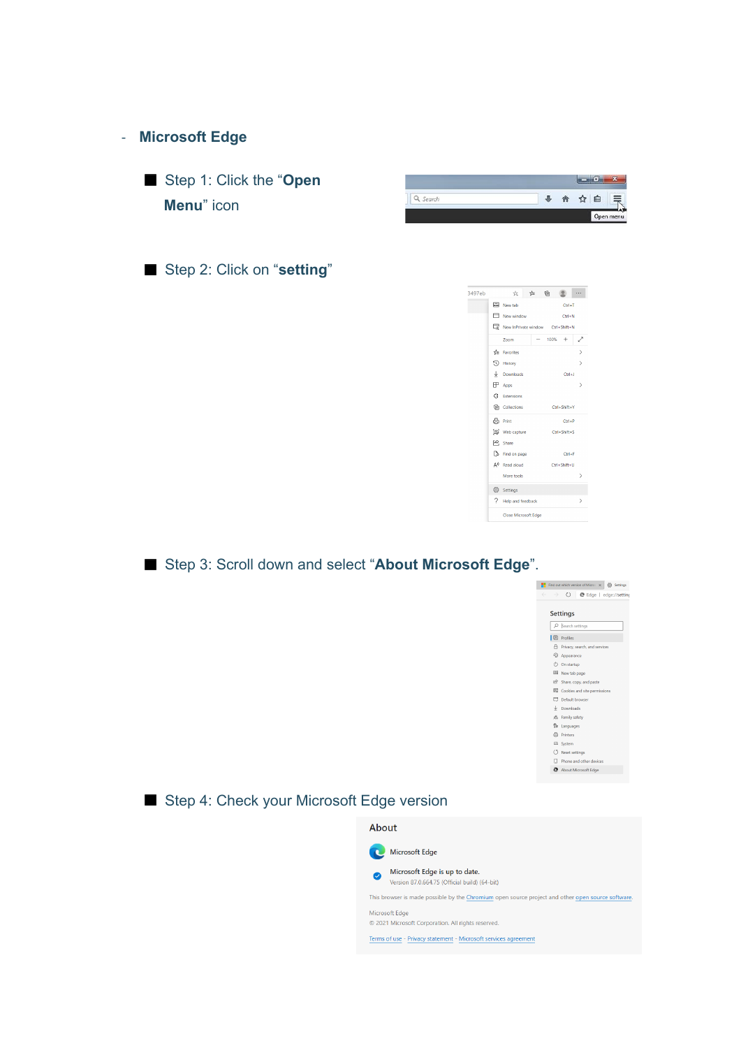- **Microsoft Edge**

  - Step 1: Click the "**Open Menu**" icon

  - Step 2: Click on "**setting**"

  - Step 3: Scroll down and select "**About Microsoft Edge**".

  - Step 4: Check your Microsoft Edge version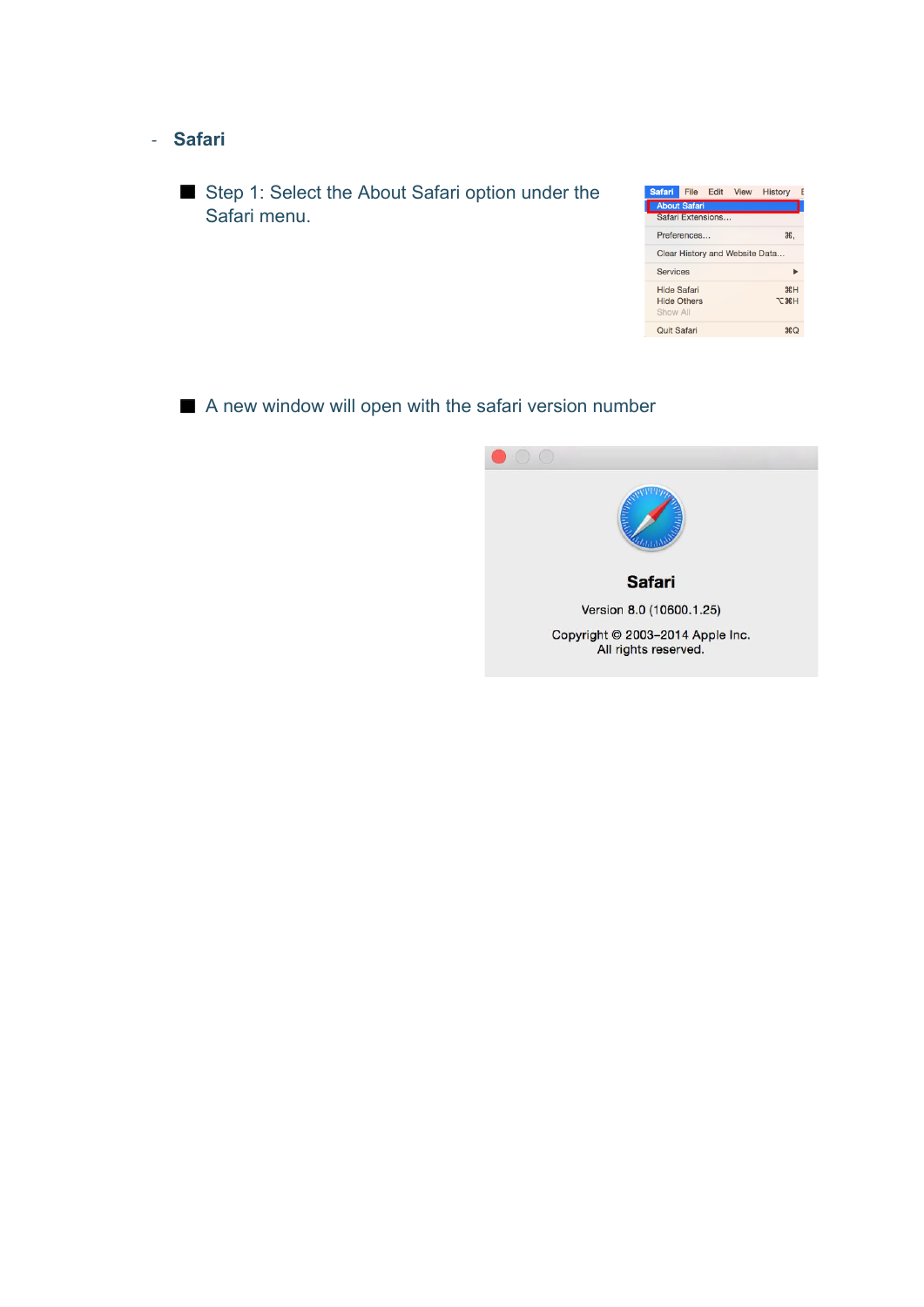- **Safari**

  - Step 1: Select the About Safari option under the Safari menu.

  - A new window will open with the safari version number